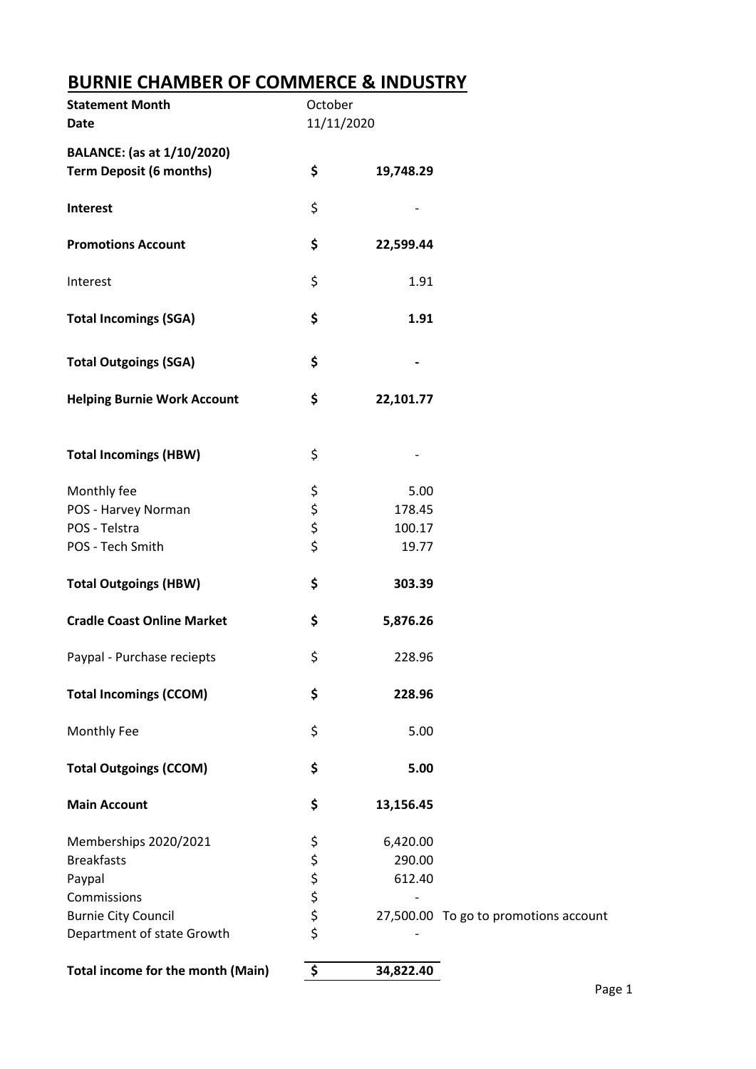# BURNIE CHAMBER OF COMMERCE & INDUSTRY

| | | | |
|---|---|---|---|
| **Statement Month** | October | | |
| **Date** | 11/11/2020 | | |
| **BALANCE: (as at 1/10/2020)** | | | |
| **Term Deposit (6 months)** | **$** | **19,748.29** | |
| **Interest** | $ | - | |
| **Promotions Account** | **$** | **22,599.44** | |
| Interest | $ | 1.91 | |
| **Total Incomings (SGA)** | **$** | **1.91** | |
| **Total Outgoings (SGA)** | **$** | **-** | |
| **Helping Burnie Work Account** | **$** | **22,101.77** | |
| **Total Incomings (HBW)** | $ | - | |
| Monthly fee | $ | 5.00 | |
| POS - Harvey Norman | $ | 178.45 | |
| POS - Telstra | $ | 100.17 | |
| POS - Tech Smith | $ | 19.77 | |
| **Total Outgoings (HBW)** | **$** | **303.39** | |
| **Cradle Coast Online Market** | **$** | **5,876.26** | |
| Paypal - Purchase reciepts | $ | 228.96 | |
| **Total Incomings (CCOM)** | **$** | **228.96** | |
| Monthly Fee | $ | 5.00 | |
| **Total Outgoings (CCOM)** | **$** | **5.00** | |
| **Main Account** | **$** | **13,156.45** | |
| Memberships 2020/2021 | $ | 6,420.00 | |
| Breakfasts | $ | 290.00 | |
| Paypal | $ | 612.40 | |
| Commissions | $ | - | |
| Burnie City Council | $ | 27,500.00 | To go to promotions account |
| Department of state Growth | $ | - | |
| **Total income for the month (Main)** | **$** | **34,822.40** | |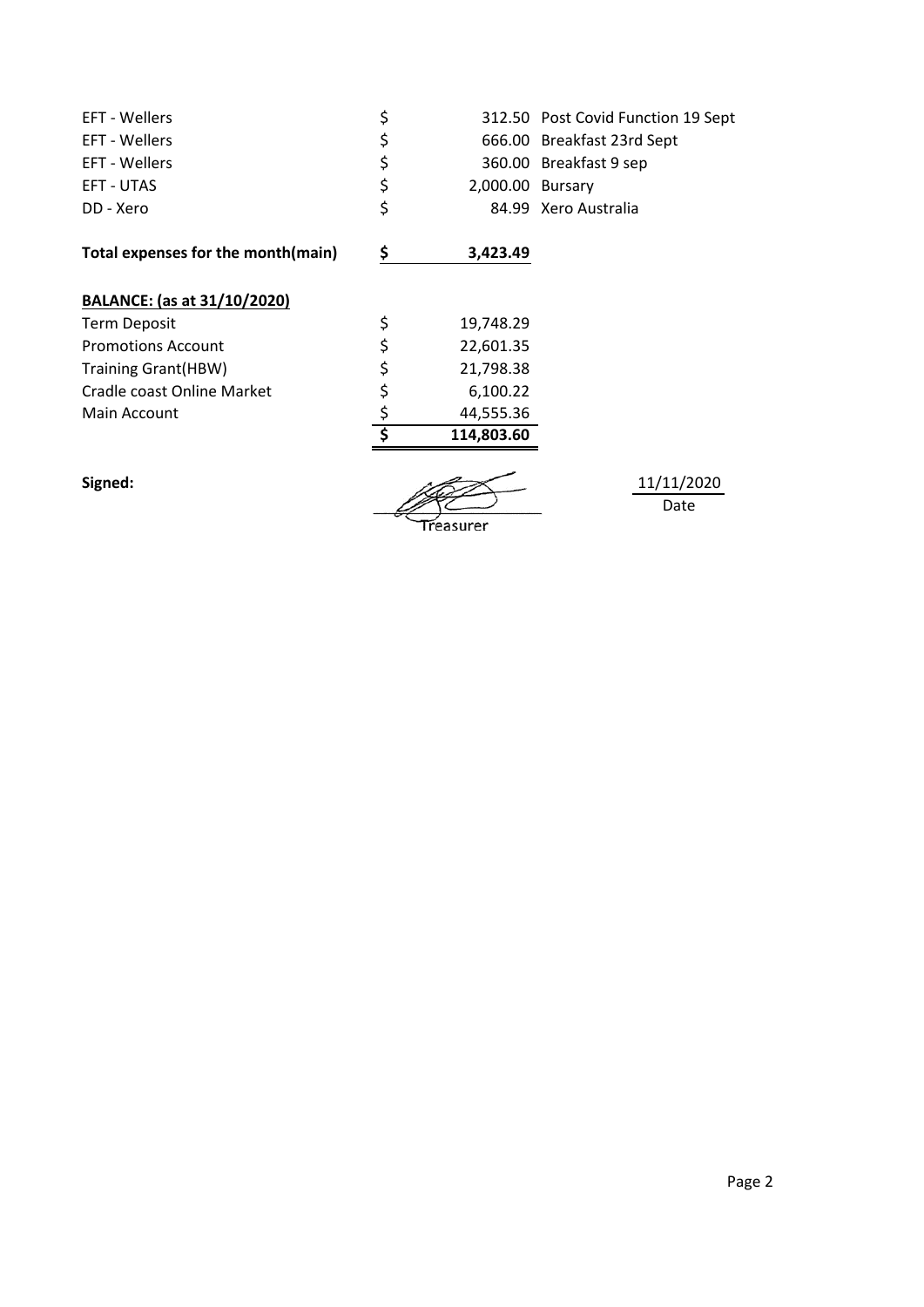| | | | |
|---|---|---|---|
| EFT - Wellers | $ | 312.50 | Post Covid Function 19 Sept |
| EFT - Wellers | $ | 666.00 | Breakfast 23rd Sept |
| EFT - Wellers | $ | 360.00 | Breakfast 9 sep |
| EFT - UTAS | $ | 2,000.00 | Bursary |
| DD - Xero | $ | 84.99 | Xero Australia |
| **Total expenses for the month(main)** | **$** | **3,423.49** | |

**BALANCE: (as at 31/10/2020)**

| | | |
|---|---|---|
| Term Deposit | $ | 19,748.29 |
| Promotions Account | $ | 22,601.35 |
| Training Grant(HBW) | $ | 21,798.38 |
| Cradle coast Online Market | $ | 6,100.22 |
| Main Account | $ | 44,555.36 |
| | **$** | **114,803.60** |

**Signed:**

Treasurer

11/11/2020
Date